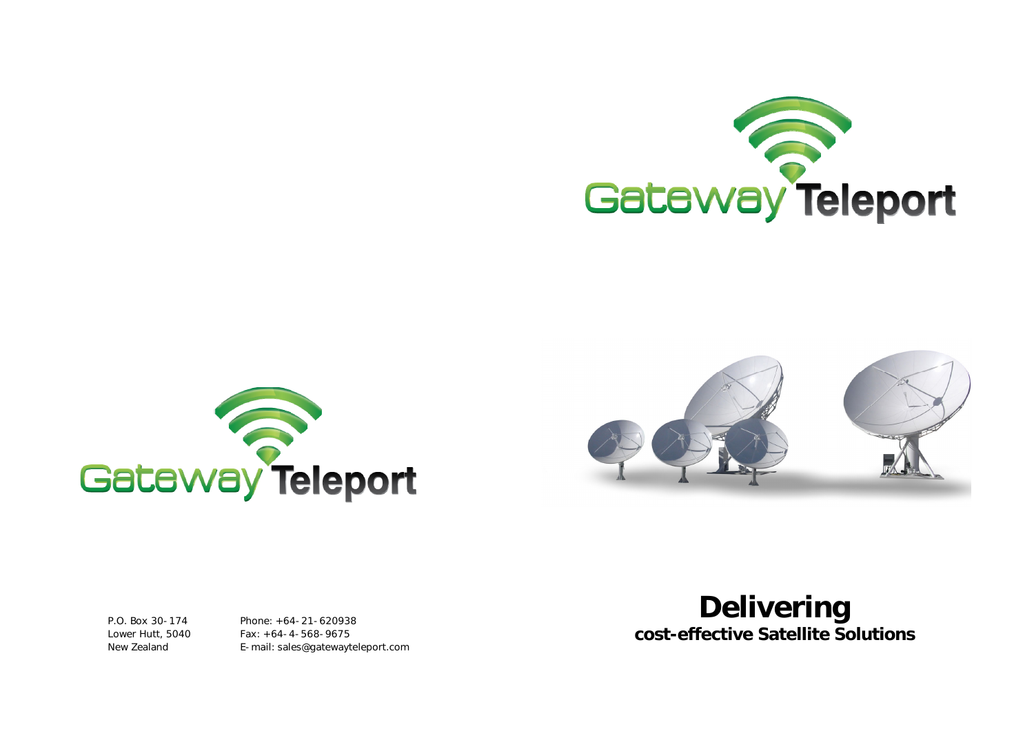Gateway Teleport

Gateway Teleport

P.O. Box 30-174
Lower Hutt, 5040
New Zealand

Phone: +64-21-620938
Fax: +64-4-568-9675
E-mail: sales@gatewayteleport.com

# Delivering

**cost-effective Satellite Solutions**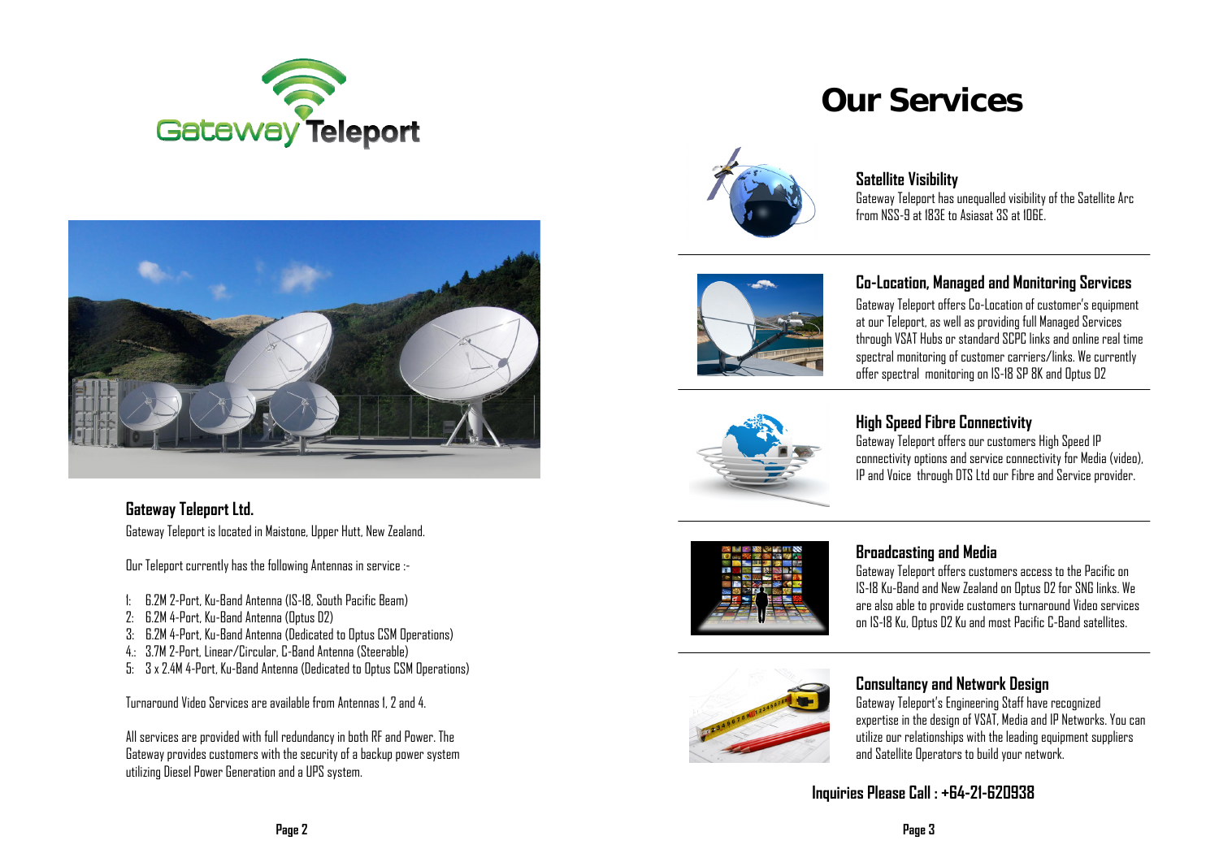# Gateway Teleport

## Gateway Teleport Ltd.

Gateway Teleport is located in Maistone, Upper Hutt, New Zealand.

Our Teleport currently has the following Antennas in service :-

1: 6.2M 2-Port, Ku-Band Antenna (IS-18, South Pacific Beam)
2: 6.2M 4-Port, Ku-Band Antenna (Optus D2)
3: 6.2M 4-Port, Ku-Band Antenna (Dedicated to Optus CSM Operations)
4.: 3.7M 2-Port, Linear/Circular, C-Band Antenna (Steerable)
5: 3 x 2.4M 4-Port, Ku-Band Antenna (Dedicated to Optus CSM Operations)

Turnaround Video Services are available from Antennas 1, 2 and 4.

All services are provided with full redundancy in both RF and Power. The Gateway provides customers with the security of a backup power system utilizing Diesel Power Generation and a UPS system.

# Our Services

### Satellite Visibility

Gateway Teleport has unequalled visibility of the Satellite Arc from NSS-9 at 183E to Asiasat 3S at 106E.

### Co-Location, Managed and Monitoring Services

Gateway Teleport offers Co-Location of customer's equipment at our Teleport, as well as providing full Managed Services through VSAT Hubs or standard SCPC links and online real time spectral monitoring of customer carriers/links. We currently offer spectral monitoring on IS-18 SP 8K and Optus D2

### High Speed Fibre Connectivity

Gateway Teleport offers our customers High Speed IP connectivity options and service connectivity for Media (video), IP and Voice through DTS Ltd our Fibre and Service provider.

### Broadcasting and Media

Gateway Teleport offers customers access to the Pacific on IS-18 Ku-Band and New Zealand on Optus D2 for SNG links. We are also able to provide customers turnaround Video services on IS-18 Ku, Optus D2 Ku and most Pacific C-Band satellites.

### Consultancy and Network Design

Gateway Teleport's Engineering Staff have recognized expertise in the design of VSAT, Media and IP Networks. You can utilize our relationships with the leading equipment suppliers and Satellite Operators to build your network.

**Inquiries Please Call : +64-21-620938**